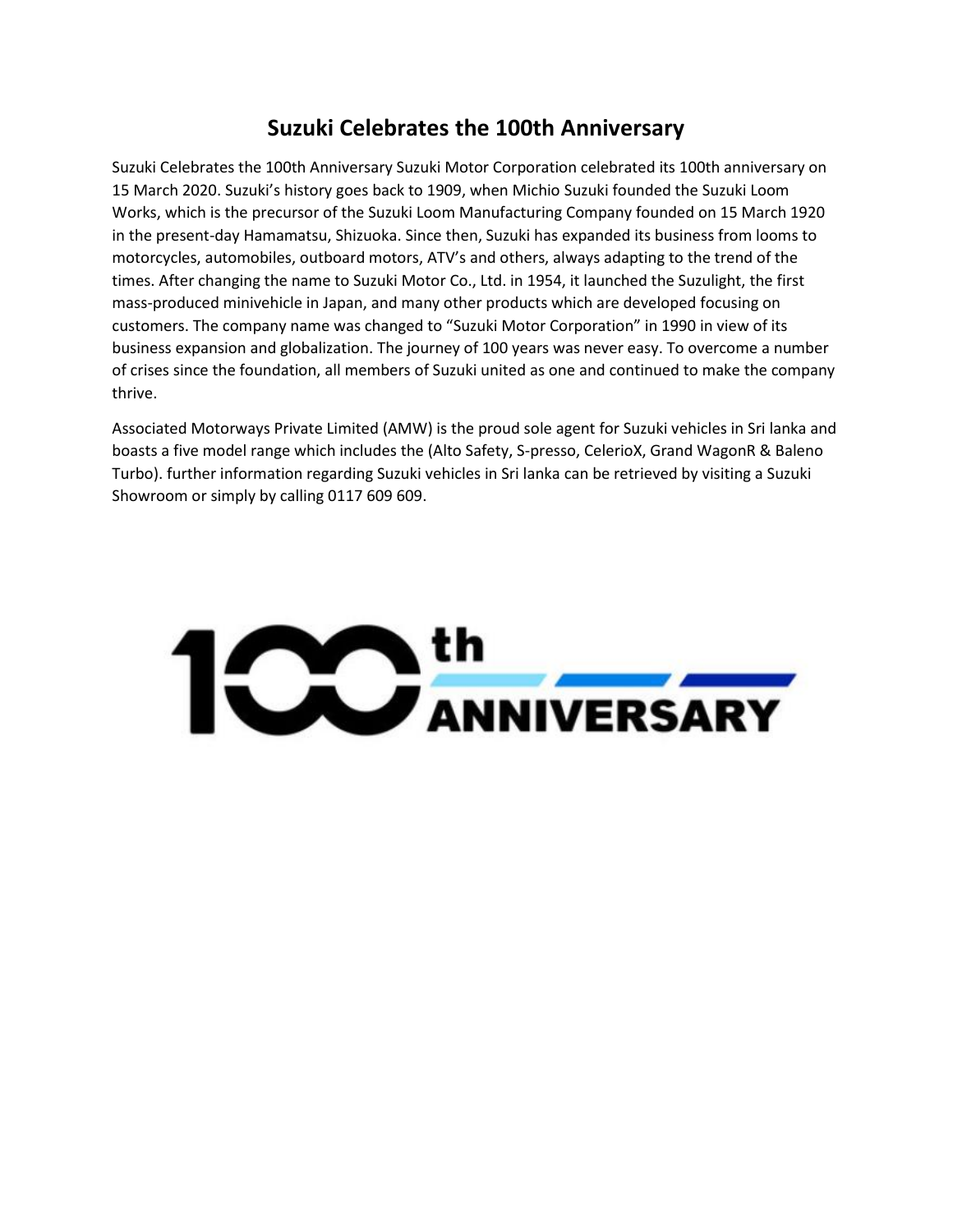# Suzuki Celebrates the 100th Anniversary

Suzuki Celebrates the 100th Anniversary Suzuki Motor Corporation celebrated its 100th anniversary on 15 March 2020. Suzuki's history goes back to 1909, when Michio Suzuki founded the Suzuki Loom Works, which is the precursor of the Suzuki Loom Manufacturing Company founded on 15 March 1920 in the present-day Hamamatsu, Shizuoka. Since then, Suzuki has expanded its business from looms to motorcycles, automobiles, outboard motors, ATV's and others, always adapting to the trend of the times. After changing the name to Suzuki Motor Co., Ltd. in 1954, it launched the Suzulight, the first mass-produced minivehicle in Japan, and many other products which are developed focusing on customers. The company name was changed to "Suzuki Motor Corporation" in 1990 in view of its business expansion and globalization. The journey of 100 years was never easy. To overcome a number of crises since the foundation, all members of Suzuki united as one and continued to make the company thrive.

Associated Motorways Private Limited (AMW) is the proud sole agent for Suzuki vehicles in Sri lanka and boasts a five model range which includes the (Alto Safety, S-presso, CelerioX, Grand WagonR & Baleno Turbo). further information regarding Suzuki vehicles in Sri lanka can be retrieved by visiting a Suzuki Showroom or simply by calling 0117 609 609.

100th ANNIVERSARY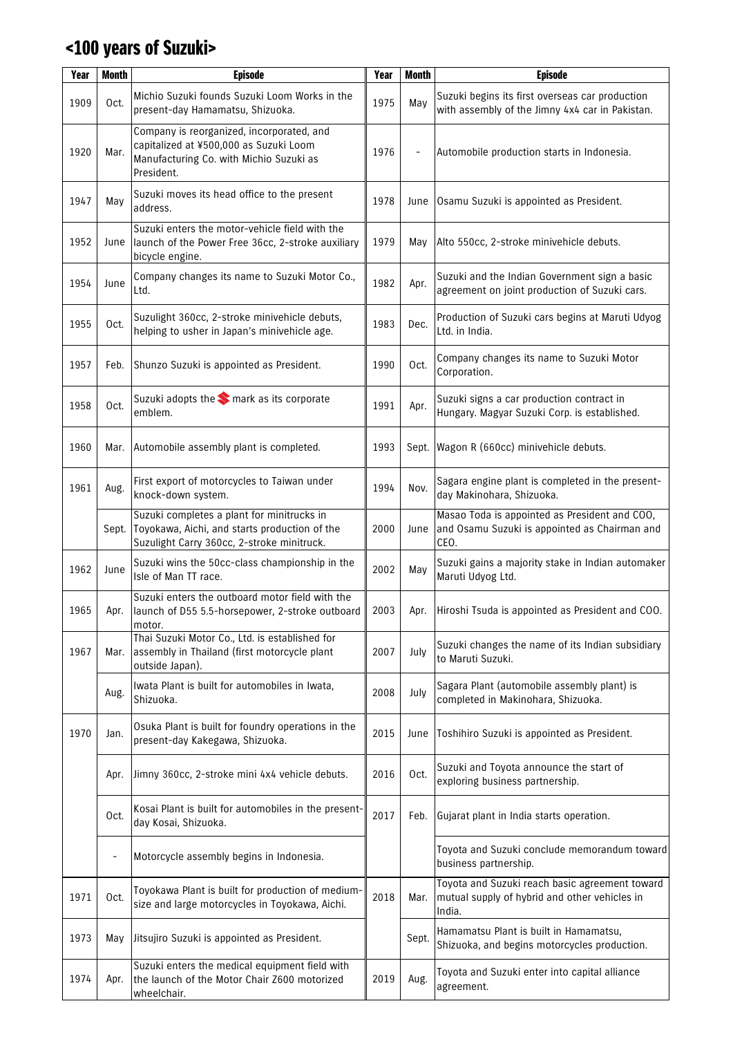# <100 years of Suzuki>

| Year | Month | Episode | Year | Month | Episode |
|---|---|---|---|---|---|
| 1909 | Oct. | Michio Suzuki founds Suzuki Loom Works in the present-day Hamamatsu, Shizuoka. | 1975 | May | Suzuki begins its first overseas car production with assembly of the Jimny 4x4 car in Pakistan. |
| 1920 | Mar. | Company is reorganized, incorporated, and capitalized at ¥500,000 as Suzuki Loom Manufacturing Co. with Michio Suzuki as President. | 1976 | - | Automobile production starts in Indonesia. |
| 1947 | May | Suzuki moves its head office to the present address. | 1978 | June | Osamu Suzuki is appointed as President. |
| 1952 | June | Suzuki enters the motor-vehicle field with the launch of the Power Free 36cc, 2-stroke auxiliary bicycle engine. | 1979 | May | Alto 550cc, 2-stroke minivehicle debuts. |
| 1954 | June | Company changes its name to Suzuki Motor Co., Ltd. | 1982 | Apr. | Suzuki and the Indian Government sign a basic agreement on joint production of Suzuki cars. |
| 1955 | Oct. | Suzulight 360cc, 2-stroke minivehicle debuts, helping to usher in Japan's minivehicle age. | 1983 | Dec. | Production of Suzuki cars begins at Maruti Udyog Ltd. in India. |
| 1957 | Feb. | Shunzo Suzuki is appointed as President. | 1990 | Oct. | Company changes its name to Suzuki Motor Corporation. |
| 1958 | Oct. | Suzuki adopts the mark as its corporate emblem. | 1991 | Apr. | Suzuki signs a car production contract in Hungary. Magyar Suzuki Corp. is established. |
| 1960 | Mar. | Automobile assembly plant is completed. | 1993 | Sept. | Wagon R (660cc) minivehicle debuts. |
| 1961 | Aug. | First export of motorcycles to Taiwan under knock-down system. | 1994 | Nov. | Sagara engine plant is completed in the present-day Makinohara, Shizuoka. |
| | Sept. | Suzuki completes a plant for minitrucks in Toyokawa, Aichi, and starts production of the Suzulight Carry 360cc, 2-stroke minitruck. | 2000 | June | Masao Toda is appointed as President and COO, and Osamu Suzuki is appointed as Chairman and CEO. |
| 1962 | June | Suzuki wins the 50cc-class championship in the Isle of Man TT race. | 2002 | May | Suzuki gains a majority stake in Indian automaker Maruti Udyog Ltd. |
| 1965 | Apr. | Suzuki enters the outboard motor field with the launch of D55 5.5-horsepower, 2-stroke outboard motor. | 2003 | Apr. | Hiroshi Tsuda is appointed as President and COO. |
| 1967 | Mar. | Thai Suzuki Motor Co., Ltd. is established for assembly in Thailand (first motorcycle plant outside Japan). | 2007 | July | Suzuki changes the name of its Indian subsidiary to Maruti Suzuki. |
| | Aug. | Iwata Plant is built for automobiles in Iwata, Shizuoka. | 2008 | July | Sagara Plant (automobile assembly plant) is completed in Makinohara, Shizuoka. |
| 1970 | Jan. | Osuka Plant is built for foundry operations in the present-day Kakegawa, Shizuoka. | 2015 | June | Toshihiro Suzuki is appointed as President. |
| | Apr. | Jimny 360cc, 2-stroke mini 4x4 vehicle debuts. | 2016 | Oct. | Suzuki and Toyota announce the start of exploring business partnership. |
| | Oct. | Kosai Plant is built for automobiles in the present-day Kosai, Shizuoka. | 2017 | Feb. | Gujarat plant in India starts operation. |
| | - | Motorcycle assembly begins in Indonesia. | | | Toyota and Suzuki conclude memorandum toward business partnership. |
| 1971 | Oct. | Toyokawa Plant is built for production of medium-size and large motorcycles in Toyokawa, Aichi. | 2018 | Mar. | Toyota and Suzuki reach basic agreement toward mutual supply of hybrid and other vehicles in India. |
| 1973 | May | Jitsujiro Suzuki is appointed as President. | | Sept. | Hamamatsu Plant is built in Hamamatsu, Shizuoka, and begins motorcycles production. |
| 1974 | Apr. | Suzuki enters the medical equipment field with the launch of the Motor Chair Z600 motorized wheelchair. | 2019 | Aug. | Toyota and Suzuki enter into capital alliance agreement. |